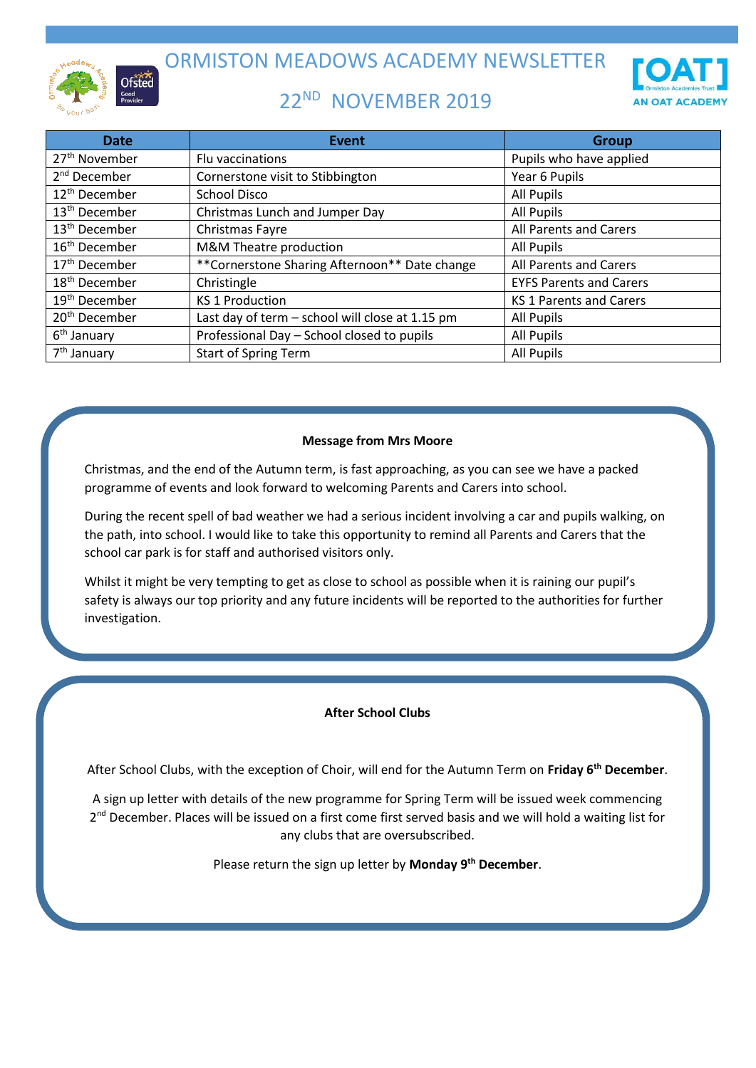# ORMISTON MEADOWS ACADEMY NEWSLETTER

## 22ND NOVEMBER 2019

| Date | Event | Group |
|---|---|---|
| 27th November | Flu vaccinations | Pupils who have applied |
| 2nd December | Cornerstone visit to Stibbington | Year 6 Pupils |
| 12th December | School Disco | All Pupils |
| 13th December | Christmas Lunch and Jumper Day | All Pupils |
| 13th December | Christmas Fayre | All Parents and Carers |
| 16th December | M&M Theatre production | All Pupils |
| 17th December | **Cornerstone Sharing Afternoon** Date change | All Parents and Carers |
| 18th December | Christingle | EYFS Parents and Carers |
| 19th December | KS 1 Production | KS 1 Parents and Carers |
| 20th December | Last day of term – school will close at 1.15 pm | All Pupils |
| 6th January | Professional Day – School closed to pupils | All Pupils |
| 7th January | Start of Spring Term | All Pupils |

**Message from Mrs Moore**

Christmas, and the end of the Autumn term, is fast approaching, as you can see we have a packed programme of events and look forward to welcoming Parents and Carers into school.

During the recent spell of bad weather we had a serious incident involving a car and pupils walking, on the path, into school. I would like to take this opportunity to remind all Parents and Carers that the school car park is for staff and authorised visitors only.

Whilst it might be very tempting to get as close to school as possible when it is raining our pupil's safety is always our top priority and any future incidents will be reported to the authorities for further investigation.

**After School Clubs**

After School Clubs, with the exception of Choir, will end for the Autumn Term on **Friday 6th December**.

A sign up letter with details of the new programme for Spring Term will be issued week commencing 2nd December. Places will be issued on a first come first served basis and we will hold a waiting list for any clubs that are oversubscribed.

Please return the sign up letter by **Monday 9th December**.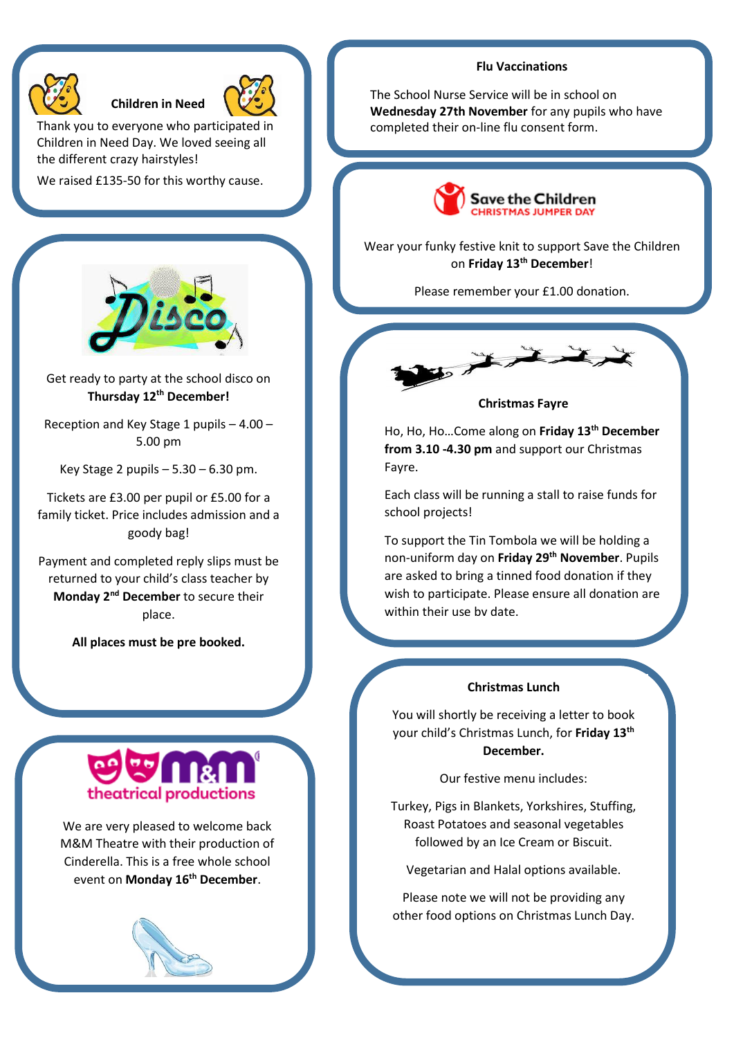## Children in Need

Thank you to everyone who participated in Children in Need Day. We loved seeing all the different crazy hairstyles!

We raised £135-50 for this worthy cause.

## Disco

Get ready to party at the school disco on **Thursday 12th December!**

Reception and Key Stage 1 pupils – 4.00 – 5.00 pm

Key Stage 2 pupils – 5.30 – 6.30 pm.

Tickets are £3.00 per pupil or £5.00 for a family ticket. Price includes admission and a goody bag!

Payment and completed reply slips must be returned to your child's class teacher by **Monday 2nd December** to secure their place.

**All places must be pre booked.**

## m&m theatrical productions

We are very pleased to welcome back M&M Theatre with their production of Cinderella. This is a free whole school event on **Monday 16th December**.

## Flu Vaccinations

The School Nurse Service will be in school on **Wednesday 27th November** for any pupils who have completed their on-line flu consent form.

## Save the Children – Christmas Jumper Day

Wear your funky festive knit to support Save the Children on **Friday 13th December**!

Please remember your £1.00 donation.

## Christmas Fayre

Ho, Ho, Ho…Come along on **Friday 13th December from 3.10 -4.30 pm** and support our Christmas Fayre.

Each class will be running a stall to raise funds for school projects!

To support the Tin Tombola we will be holding a non-uniform day on **Friday 29th November**. Pupils are asked to bring a tinned food donation if they wish to participate. Please ensure all donation are within their use bv date.

## Christmas Lunch

You will shortly be receiving a letter to book your child's Christmas Lunch, for **Friday 13th December.**

Our festive menu includes:

Turkey, Pigs in Blankets, Yorkshires, Stuffing, Roast Potatoes and seasonal vegetables followed by an Ice Cream or Biscuit.

Vegetarian and Halal options available.

Please note we will not be providing any other food options on Christmas Lunch Day.